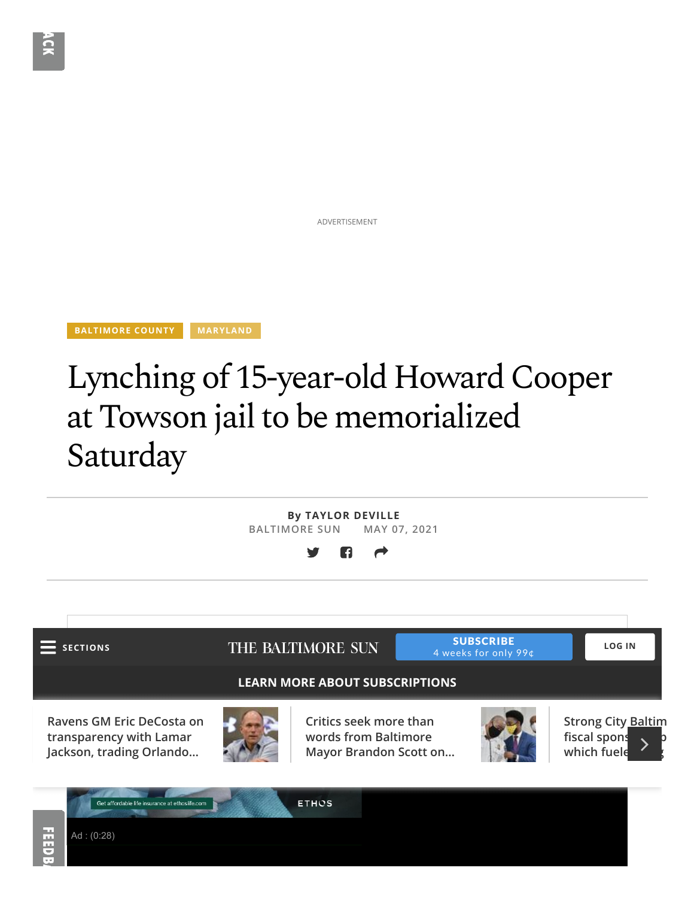BALTIMORE COUNTY MARYLAND

# Lynching of 15-year-old Howard Cooper at Towson jail to be memorialized Saturday

By **TAYLOR DEVILLE**
BALTIMORE SUN MAY 07, 2021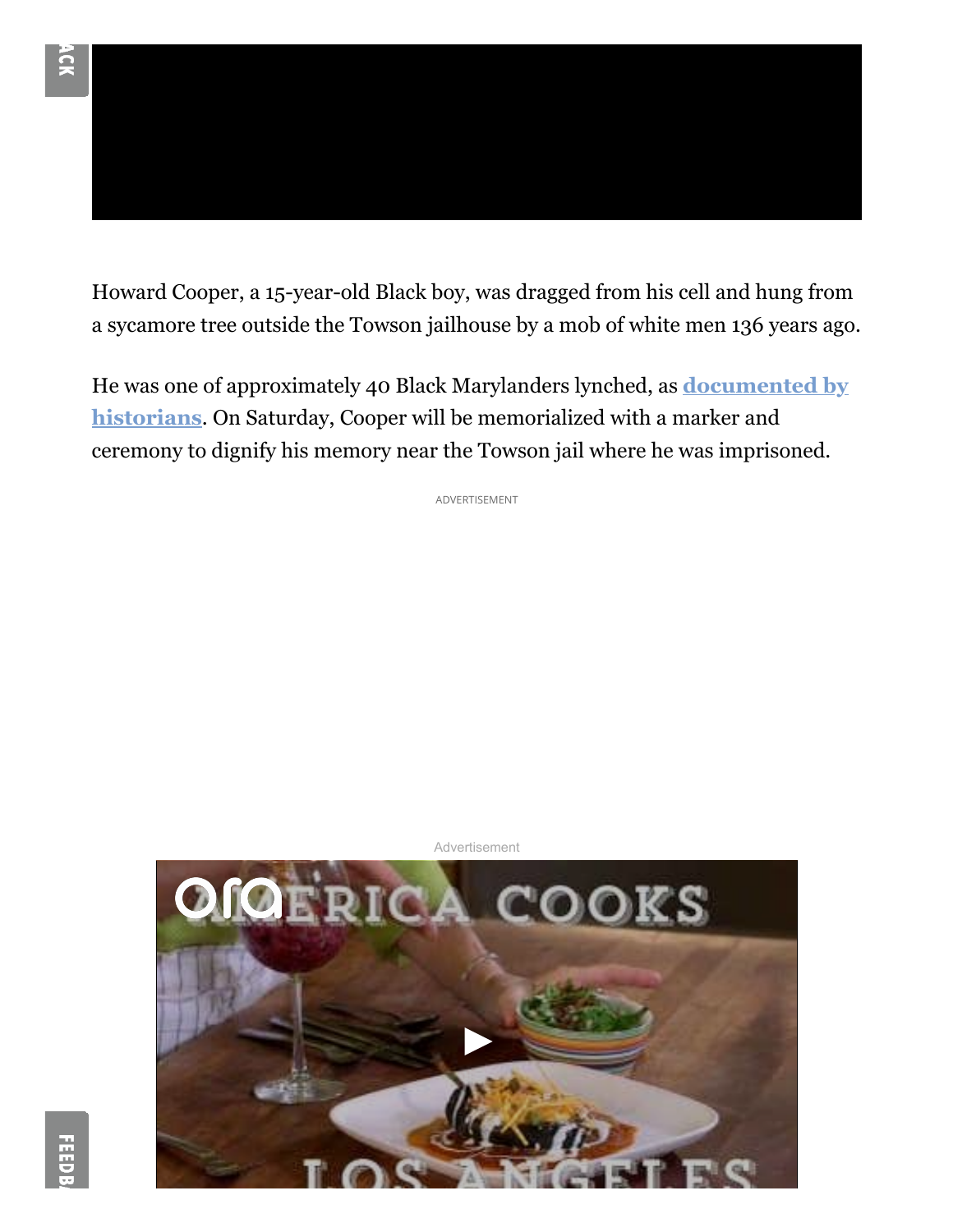Howard Cooper, a 15-year-old Black boy, was dragged from his cell and hung from a sycamore tree outside the Towson jailhouse by a mob of white men 136 years ago.

He was one of approximately 40 Black Marylanders lynched, as **documented by historians**. On Saturday, Cooper will be memorialized with a marker and ceremony to dignify his memory near the Towson jail where he was imprisoned.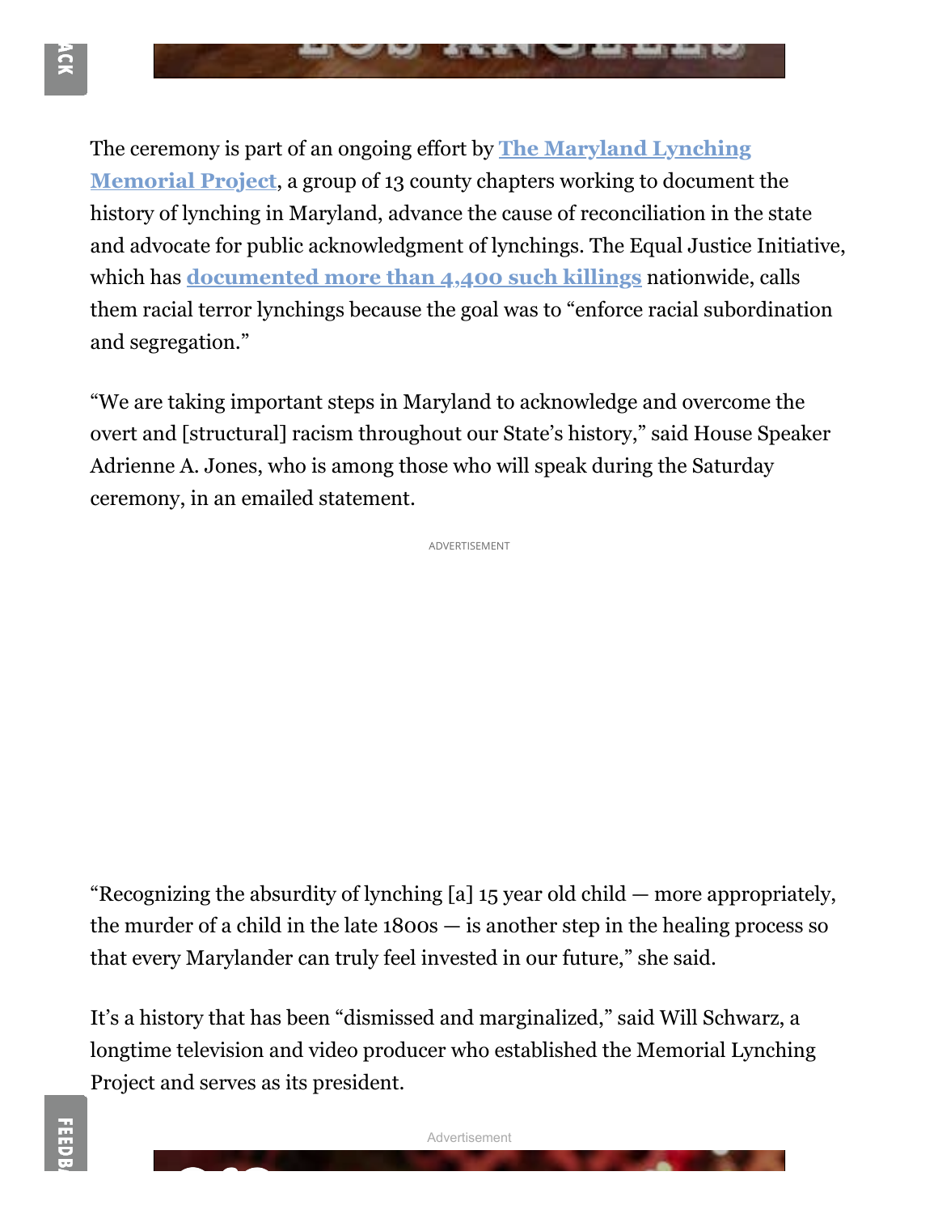The ceremony is part of an ongoing effort by **The Maryland Lynching Memorial Project**, a group of 13 county chapters working to document the history of lynching in Maryland, advance the cause of reconciliation in the state and advocate for public acknowledgment of lynchings. The Equal Justice Initiative, which has **documented more than 4,400 such killings** nationwide, calls them racial terror lynchings because the goal was to "enforce racial subordination and segregation."

"We are taking important steps in Maryland to acknowledge and overcome the overt and [structural] racism throughout our State's history," said House Speaker Adrienne A. Jones, who is among those who will speak during the Saturday ceremony, in an emailed statement.

"Recognizing the absurdity of lynching [a] 15 year old child — more appropriately, the murder of a child in the late 1800s — is another step in the healing process so that every Marylander can truly feel invested in our future," she said.

It's a history that has been "dismissed and marginalized," said Will Schwarz, a longtime television and video producer who established the Memorial Lynching Project and serves as its president.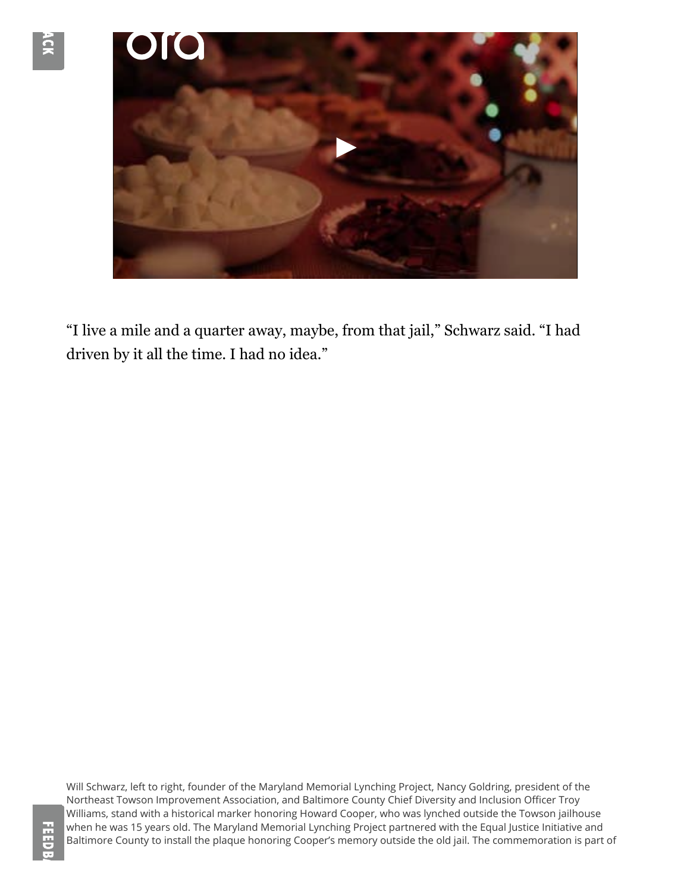"I live a mile and a quarter away, maybe, from that jail," Schwarz said. "I had driven by it all the time. I had no idea."

Will Schwarz, left to right, founder of the Maryland Memorial Lynching Project, Nancy Goldring, president of the Northeast Towson Improvement Association, and Baltimore County Chief Diversity and Inclusion Officer Troy Williams, stand with a historical marker honoring Howard Cooper, who was lynched outside the Towson jailhouse when he was 15 years old. The Maryland Memorial Lynching Project partnered with the Equal Justice Initiative and Baltimore County to install the plaque honoring Cooper's memory outside the old jail. The commemoration is part of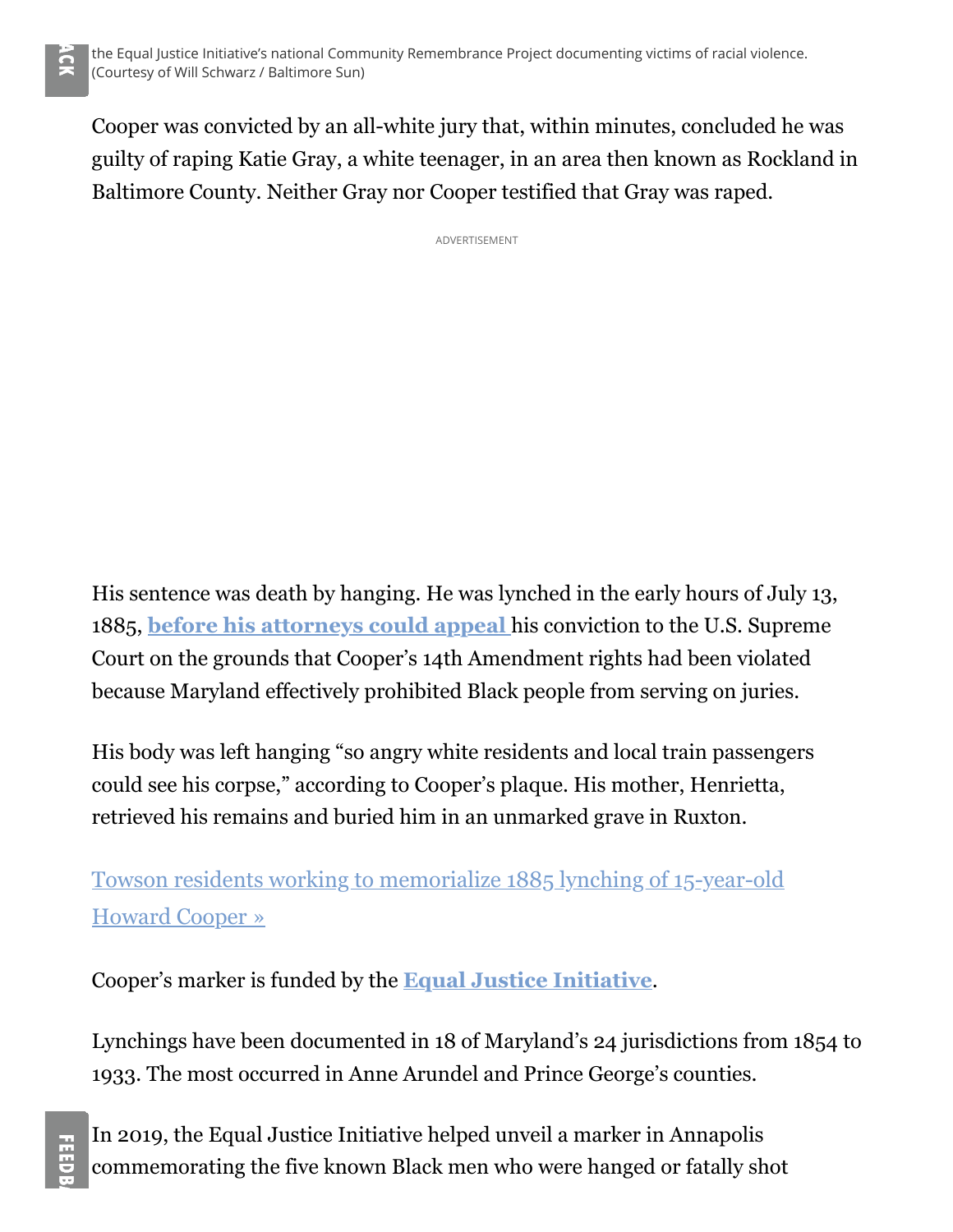the Equal Justice Initiative's national Community Remembrance Project documenting victims of racial violence. (Courtesy of Will Schwarz / Baltimore Sun)

Cooper was convicted by an all-white jury that, within minutes, concluded he was guilty of raping Katie Gray, a white teenager, in an area then known as Rockland in Baltimore County. Neither Gray nor Cooper testified that Gray was raped.

His sentence was death by hanging. He was lynched in the early hours of July 13, 1885, **before his attorneys could appeal** his conviction to the U.S. Supreme Court on the grounds that Cooper's 14th Amendment rights had been violated because Maryland effectively prohibited Black people from serving on juries.

His body was left hanging "so angry white residents and local train passengers could see his corpse," according to Cooper's plaque. His mother, Henrietta, retrieved his remains and buried him in an unmarked grave in Ruxton.

Towson residents working to memorialize 1885 lynching of 15-year-old Howard Cooper »

Cooper's marker is funded by the **Equal Justice Initiative**.

Lynchings have been documented in 18 of Maryland's 24 jurisdictions from 1854 to 1933. The most occurred in Anne Arundel and Prince George's counties.

In 2019, the Equal Justice Initiative helped unveil a marker in Annapolis commemorating the five known Black men who were hanged or fatally shot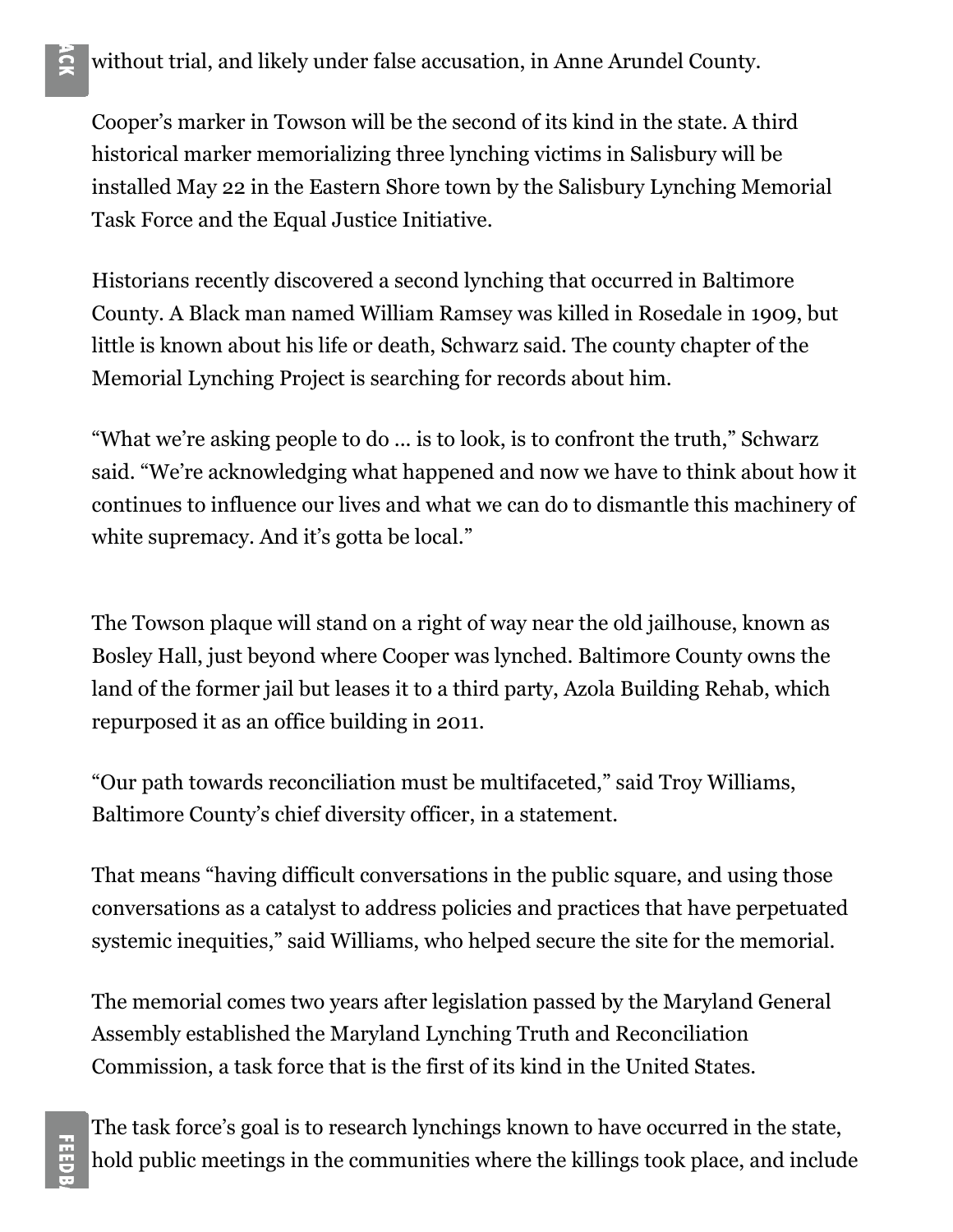without trial, and likely under false accusation, in Anne Arundel County.

Cooper's marker in Towson will be the second of its kind in the state. A third historical marker memorializing three lynching victims in Salisbury will be installed May 22 in the Eastern Shore town by the Salisbury Lynching Memorial Task Force and the Equal Justice Initiative.

Historians recently discovered a second lynching that occurred in Baltimore County. A Black man named William Ramsey was killed in Rosedale in 1909, but little is known about his life or death, Schwarz said. The county chapter of the Memorial Lynching Project is searching for records about him.

"What we're asking people to do … is to look, is to confront the truth," Schwarz said. "We're acknowledging what happened and now we have to think about how it continues to influence our lives and what we can do to dismantle this machinery of white supremacy. And it's gotta be local."

The Towson plaque will stand on a right of way near the old jailhouse, known as Bosley Hall, just beyond where Cooper was lynched. Baltimore County owns the land of the former jail but leases it to a third party, Azola Building Rehab, which repurposed it as an office building in 2011.

"Our path towards reconciliation must be multifaceted," said Troy Williams, Baltimore County's chief diversity officer, in a statement.

That means "having difficult conversations in the public square, and using those conversations as a catalyst to address policies and practices that have perpetuated systemic inequities," said Williams, who helped secure the site for the memorial.

The memorial comes two years after legislation passed by the Maryland General Assembly established the Maryland Lynching Truth and Reconciliation Commission, a task force that is the first of its kind in the United States.

The task force's goal is to research lynchings known to have occurred in the state, hold public meetings in the communities where the killings took place, and include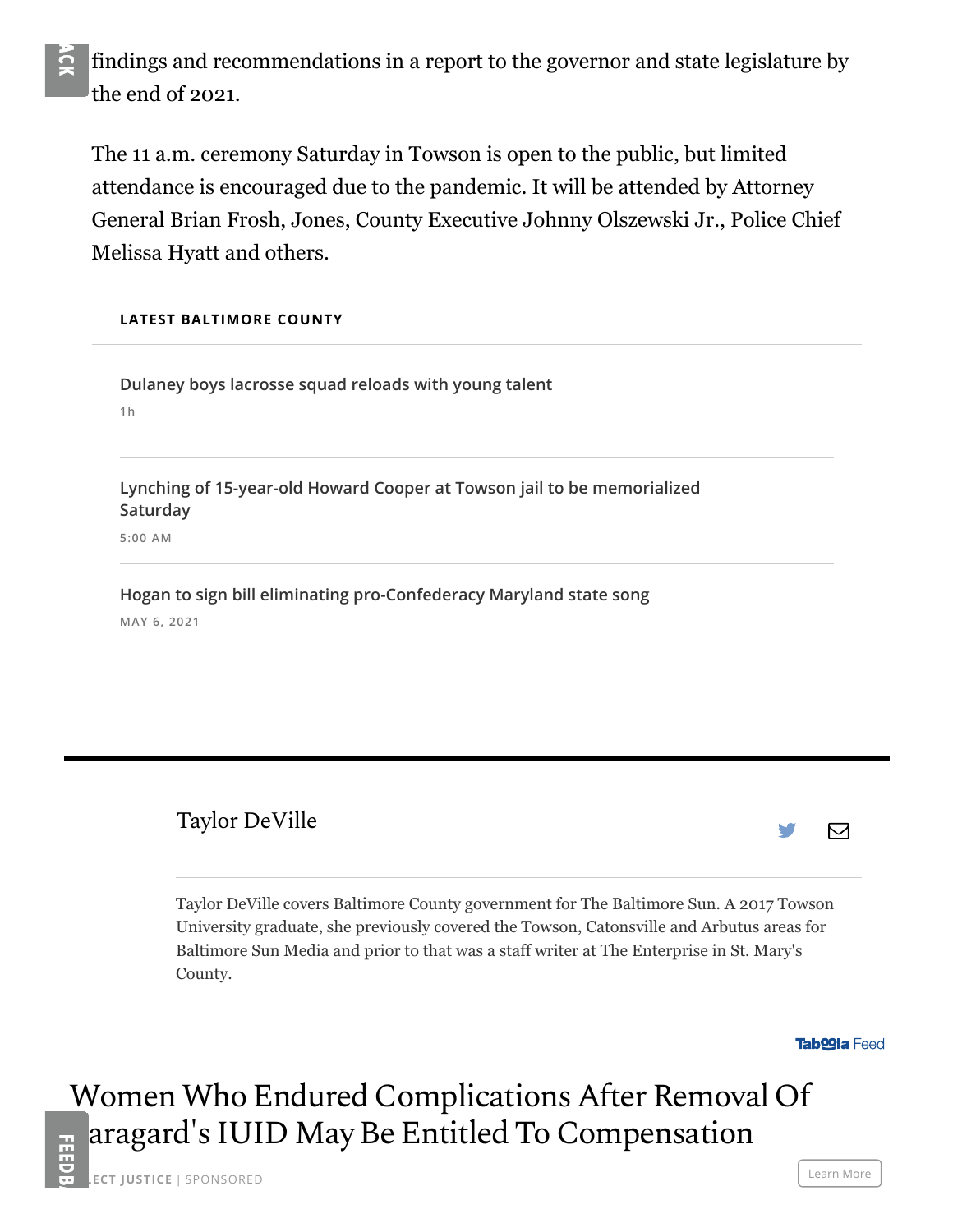findings and recommendations in a report to the governor and state legislature by the end of 2021.

The 11 a.m. ceremony Saturday in Towson is open to the public, but limited attendance is encouraged due to the pandemic. It will be attended by Attorney General Brian Frosh, Jones, County Executive Johnny Olszewski Jr., Police Chief Melissa Hyatt and others.

**LATEST BALTIMORE COUNTY**

Dulaney boys lacrosse squad reloads with young talent

1h

Lynching of 15-year-old Howard Cooper at Towson jail to be memorialized Saturday

5:00 AM

Hogan to sign bill eliminating pro-Confederacy Maryland state song

MAY 6, 2021

Taylor DeVille

Taylor DeVille covers Baltimore County government for The Baltimore Sun. A 2017 Towson University graduate, she previously covered the Towson, Catonsville and Arbutus areas for Baltimore Sun Media and prior to that was a staff writer at The Enterprise in St. Mary's County.